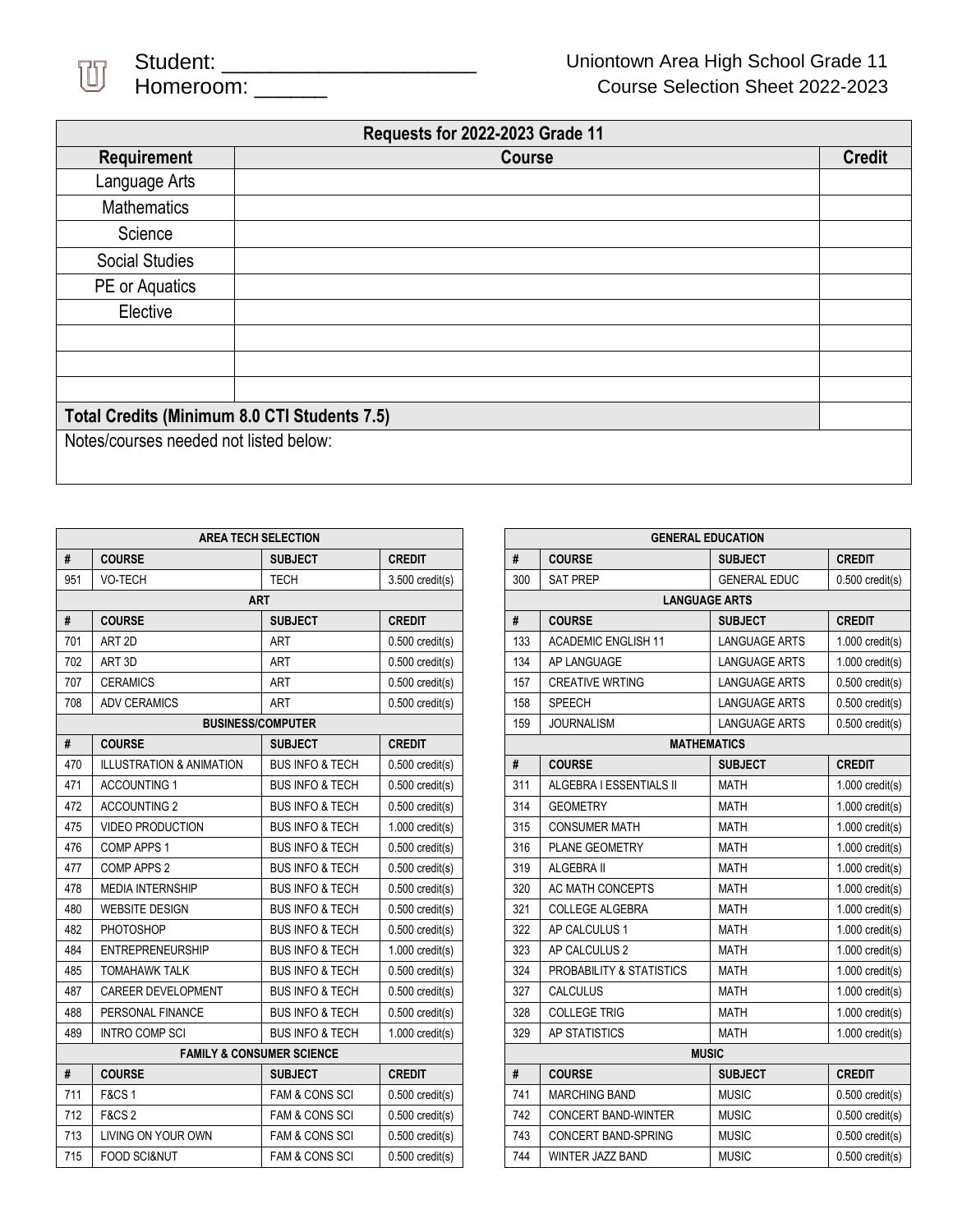Student: ______________________
Homeroom: ______

Uniontown Area High School Grade 11
Course Selection Sheet 2022-2023

| Requests for 2022-2023 Grade 11 | | |
|---|---|---|
| **Requirement** | **Course** | **Credit** |
| Language Arts | | |
| Mathematics | | |
| Science | | |
| Social Studies | | |
| PE or Aquatics | | |
| Elective | | |
| | | |
| | | |
| | | |
| **Total Credits (Minimum 8.0 CTI Students 7.5)** | | |
| Notes/courses needed not listed below: | | |

| AREA TECH SELECTION | | | |
|---|---|---|---|
| **#** | **COURSE** | **SUBJECT** | **CREDIT** |
| 951 | VO-TECH | TECH | 3.500 credit(s) |
| **ART** | | | |
| **#** | **COURSE** | **SUBJECT** | **CREDIT** |
| 701 | ART 2D | ART | 0.500 credit(s) |
| 702 | ART 3D | ART | 0.500 credit(s) |
| 707 | CERAMICS | ART | 0.500 credit(s) |
| 708 | ADV CERAMICS | ART | 0.500 credit(s) |
| **BUSINESS/COMPUTER** | | | |
| **#** | **COURSE** | **SUBJECT** | **CREDIT** |
| 470 | ILLUSTRATION & ANIMATION | BUS INFO & TECH | 0.500 credit(s) |
| 471 | ACCOUNTING 1 | BUS INFO & TECH | 0.500 credit(s) |
| 472 | ACCOUNTING 2 | BUS INFO & TECH | 0.500 credit(s) |
| 475 | VIDEO PRODUCTION | BUS INFO & TECH | 1.000 credit(s) |
| 476 | COMP APPS 1 | BUS INFO & TECH | 0.500 credit(s) |
| 477 | COMP APPS 2 | BUS INFO & TECH | 0.500 credit(s) |
| 478 | MEDIA INTERNSHIP | BUS INFO & TECH | 0.500 credit(s) |
| 480 | WEBSITE DESIGN | BUS INFO & TECH | 0.500 credit(s) |
| 482 | PHOTOSHOP | BUS INFO & TECH | 0.500 credit(s) |
| 484 | ENTREPRENEURSHIP | BUS INFO & TECH | 1.000 credit(s) |
| 485 | TOMAHAWK TALK | BUS INFO & TECH | 0.500 credit(s) |
| 487 | CAREER DEVELOPMENT | BUS INFO & TECH | 0.500 credit(s) |
| 488 | PERSONAL FINANCE | BUS INFO & TECH | 0.500 credit(s) |
| 489 | INTRO COMP SCI | BUS INFO & TECH | 1.000 credit(s) |
| **FAMILY & CONSUMER SCIENCE** | | | |
| **#** | **COURSE** | **SUBJECT** | **CREDIT** |
| 711 | F&CS 1 | FAM & CONS SCI | 0.500 credit(s) |
| 712 | F&CS 2 | FAM & CONS SCI | 0.500 credit(s) |
| 713 | LIVING ON YOUR OWN | FAM & CONS SCI | 0.500 credit(s) |
| 715 | FOOD SCI&NUT | FAM & CONS SCI | 0.500 credit(s) |

| GENERAL EDUCATION | | | |
|---|---|---|---|
| **#** | **COURSE** | **SUBJECT** | **CREDIT** |
| 300 | SAT PREP | GENERAL EDUC | 0.500 credit(s) |
| **LANGUAGE ARTS** | | | |
| **#** | **COURSE** | **SUBJECT** | **CREDIT** |
| 133 | ACADEMIC ENGLISH 11 | LANGUAGE ARTS | 1.000 credit(s) |
| 134 | AP LANGUAGE | LANGUAGE ARTS | 1.000 credit(s) |
| 157 | CREATIVE WRTING | LANGUAGE ARTS | 0.500 credit(s) |
| 158 | SPEECH | LANGUAGE ARTS | 0.500 credit(s) |
| 159 | JOURNALISM | LANGUAGE ARTS | 0.500 credit(s) |
| **MATHEMATICS** | | | |
| **#** | **COURSE** | **SUBJECT** | **CREDIT** |
| 311 | ALGEBRA I ESSENTIALS II | MATH | 1.000 credit(s) |
| 314 | GEOMETRY | MATH | 1.000 credit(s) |
| 315 | CONSUMER MATH | MATH | 1.000 credit(s) |
| 316 | PLANE GEOMETRY | MATH | 1.000 credit(s) |
| 319 | ALGEBRA II | MATH | 1.000 credit(s) |
| 320 | AC MATH CONCEPTS | MATH | 1.000 credit(s) |
| 321 | COLLEGE ALGEBRA | MATH | 1.000 credit(s) |
| 322 | AP CALCULUS 1 | MATH | 1.000 credit(s) |
| 323 | AP CALCULUS 2 | MATH | 1.000 credit(s) |
| 324 | PROBABILITY & STATISTICS | MATH | 1.000 credit(s) |
| 327 | CALCULUS | MATH | 1.000 credit(s) |
| 328 | COLLEGE TRIG | MATH | 1.000 credit(s) |
| 329 | AP STATISTICS | MATH | 1.000 credit(s) |
| **MUSIC** | | | |
| **#** | **COURSE** | **SUBJECT** | **CREDIT** |
| 741 | MARCHING BAND | MUSIC | 0.500 credit(s) |
| 742 | CONCERT BAND-WINTER | MUSIC | 0.500 credit(s) |
| 743 | CONCERT BAND-SPRING | MUSIC | 0.500 credit(s) |
| 744 | WINTER JAZZ BAND | MUSIC | 0.500 credit(s) |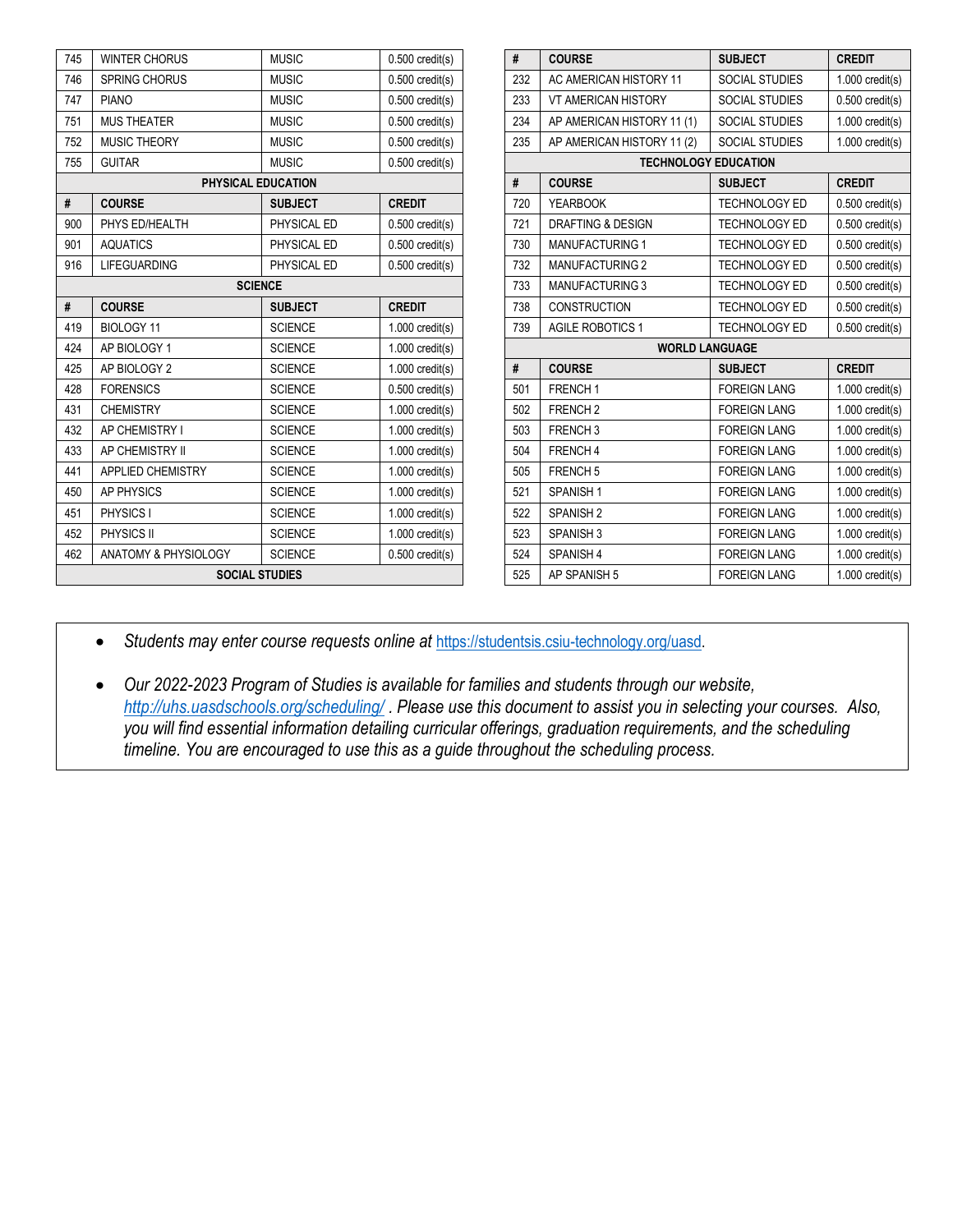| | | | |
|---|---|---|---|
| 745 | WINTER CHORUS | MUSIC | 0.500 credit(s) |
| 746 | SPRING CHORUS | MUSIC | 0.500 credit(s) |
| 747 | PIANO | MUSIC | 0.500 credit(s) |
| 751 | MUS THEATER | MUSIC | 0.500 credit(s) |
| 752 | MUSIC THEORY | MUSIC | 0.500 credit(s) |
| 755 | GUITAR | MUSIC | 0.500 credit(s) |

**PHYSICAL EDUCATION**

| # | COURSE | SUBJECT | CREDIT |
|---|---|---|---|
| 900 | PHYS ED/HEALTH | PHYSICAL ED | 0.500 credit(s) |
| 901 | AQUATICS | PHYSICAL ED | 0.500 credit(s) |
| 916 | LIFEGUARDING | PHYSICAL ED | 0.500 credit(s) |

**SCIENCE**

| # | COURSE | SUBJECT | CREDIT |
|---|---|---|---|
| 419 | BIOLOGY 11 | SCIENCE | 1.000 credit(s) |
| 424 | AP BIOLOGY 1 | SCIENCE | 1.000 credit(s) |
| 425 | AP BIOLOGY 2 | SCIENCE | 1.000 credit(s) |
| 428 | FORENSICS | SCIENCE | 0.500 credit(s) |
| 431 | CHEMISTRY | SCIENCE | 1.000 credit(s) |
| 432 | AP CHEMISTRY I | SCIENCE | 1.000 credit(s) |
| 433 | AP CHEMISTRY II | SCIENCE | 1.000 credit(s) |
| 441 | APPLIED CHEMISTRY | SCIENCE | 1.000 credit(s) |
| 450 | AP PHYSICS | SCIENCE | 1.000 credit(s) |
| 451 | PHYSICS I | SCIENCE | 1.000 credit(s) |
| 452 | PHYSICS II | SCIENCE | 1.000 credit(s) |
| 462 | ANATOMY & PHYSIOLOGY | SCIENCE | 0.500 credit(s) |

**SOCIAL STUDIES**

| # | COURSE | SUBJECT | CREDIT |
|---|---|---|---|
| 232 | AC AMERICAN HISTORY 11 | SOCIAL STUDIES | 1.000 credit(s) |
| 233 | VT AMERICAN HISTORY | SOCIAL STUDIES | 0.500 credit(s) |
| 234 | AP AMERICAN HISTORY 11 (1) | SOCIAL STUDIES | 1.000 credit(s) |
| 235 | AP AMERICAN HISTORY 11 (2) | SOCIAL STUDIES | 1.000 credit(s) |

**TECHNOLOGY EDUCATION**

| # | COURSE | SUBJECT | CREDIT |
|---|---|---|---|
| 720 | YEARBOOK | TECHNOLOGY ED | 0.500 credit(s) |
| 721 | DRAFTING & DESIGN | TECHNOLOGY ED | 0.500 credit(s) |
| 730 | MANUFACTURING 1 | TECHNOLOGY ED | 0.500 credit(s) |
| 732 | MANUFACTURING 2 | TECHNOLOGY ED | 0.500 credit(s) |
| 733 | MANUFACTURING 3 | TECHNOLOGY ED | 0.500 credit(s) |
| 738 | CONSTRUCTION | TECHNOLOGY ED | 0.500 credit(s) |
| 739 | AGILE ROBOTICS 1 | TECHNOLOGY ED | 0.500 credit(s) |

**WORLD LANGUAGE**

| # | COURSE | SUBJECT | CREDIT |
|---|---|---|---|
| 501 | FRENCH 1 | FOREIGN LANG | 1.000 credit(s) |
| 502 | FRENCH 2 | FOREIGN LANG | 1.000 credit(s) |
| 503 | FRENCH 3 | FOREIGN LANG | 1.000 credit(s) |
| 504 | FRENCH 4 | FOREIGN LANG | 1.000 credit(s) |
| 505 | FRENCH 5 | FOREIGN LANG | 1.000 credit(s) |
| 521 | SPANISH 1 | FOREIGN LANG | 1.000 credit(s) |
| 522 | SPANISH 2 | FOREIGN LANG | 1.000 credit(s) |
| 523 | SPANISH 3 | FOREIGN LANG | 1.000 credit(s) |
| 524 | SPANISH 4 | FOREIGN LANG | 1.000 credit(s) |
| 525 | AP SPANISH 5 | FOREIGN LANG | 1.000 credit(s) |

- *Students may enter course requests online at* https://studentsis.csiu-technology.org/uasd.
- *Our 2022-2023 Program of Studies is available for families and students through our website,* *http://uhs.uasdschools.org/scheduling/ . Please use this document to assist you in selecting your courses. Also, you will find essential information detailing curricular offerings, graduation requirements, and the scheduling timeline. You are encouraged to use this as a guide throughout the scheduling process.*